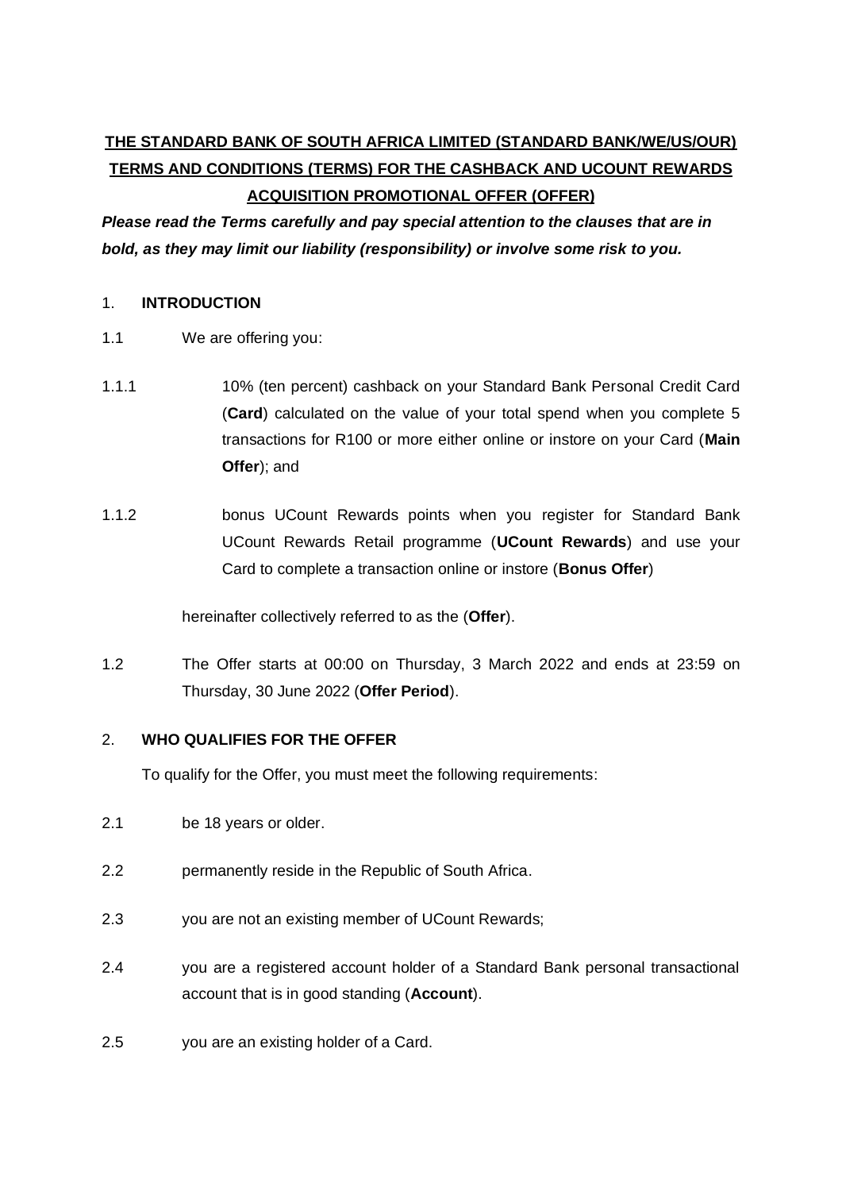**THE STANDARD BANK OF SOUTH AFRICA LIMITED (STANDARD BANK/WE/US/OUR) TERMS AND CONDITIONS (TERMS) FOR THE CASHBACK AND UCOUNT REWARDS ACQUISITION PROMOTIONAL OFFER (OFFER)**

***Please read the Terms carefully and pay special attention to the clauses that are in bold, as they may limit our liability (responsibility) or involve some risk to you.***

1. **INTRODUCTION**

1.1 We are offering you:

1.1.1 10% (ten percent) cashback on your Standard Bank Personal Credit Card (**Card**) calculated on the value of your total spend when you complete 5 transactions for R100 or more either online or instore on your Card (**Main Offer**); and

1.1.2 bonus UCount Rewards points when you register for Standard Bank UCount Rewards Retail programme (**UCount Rewards**) and use your Card to complete a transaction online or instore (**Bonus Offer**)

hereinafter collectively referred to as the (**Offer**).

1.2 The Offer starts at 00:00 on Thursday, 3 March 2022 and ends at 23:59 on Thursday, 30 June 2022 (**Offer Period**).

2. **WHO QUALIFIES FOR THE OFFER**

To qualify for the Offer, you must meet the following requirements:

2.1 be 18 years or older.

2.2 permanently reside in the Republic of South Africa.

2.3 you are not an existing member of UCount Rewards;

2.4 you are a registered account holder of a Standard Bank personal transactional account that is in good standing (**Account**).

2.5 you are an existing holder of a Card.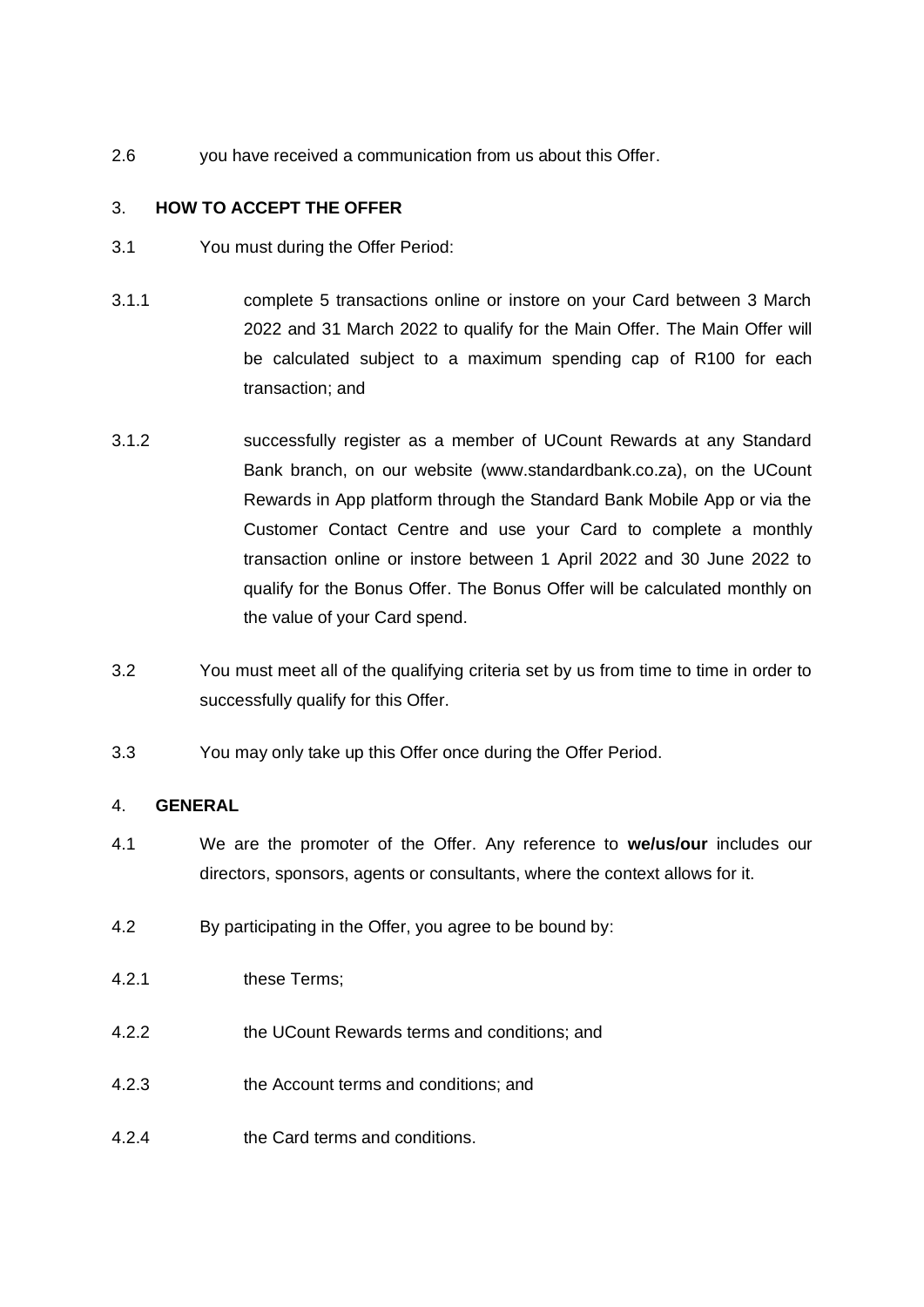2.6 you have received a communication from us about this Offer.

## 3. HOW TO ACCEPT THE OFFER

3.1 You must during the Offer Period:

3.1.1 complete 5 transactions online or instore on your Card between 3 March 2022 and 31 March 2022 to qualify for the Main Offer. The Main Offer will be calculated subject to a maximum spending cap of R100 for each transaction; and

3.1.2 successfully register as a member of UCount Rewards at any Standard Bank branch, on our website (www.standardbank.co.za), on the UCount Rewards in App platform through the Standard Bank Mobile App or via the Customer Contact Centre and use your Card to complete a monthly transaction online or instore between 1 April 2022 and 30 June 2022 to qualify for the Bonus Offer. The Bonus Offer will be calculated monthly on the value of your Card spend.

3.2 You must meet all of the qualifying criteria set by us from time to time in order to successfully qualify for this Offer.

3.3 You may only take up this Offer once during the Offer Period.

## 4. GENERAL

4.1 We are the promoter of the Offer. Any reference to **we/us/our** includes our directors, sponsors, agents or consultants, where the context allows for it.

4.2 By participating in the Offer, you agree to be bound by:

4.2.1 these Terms;

4.2.2 the UCount Rewards terms and conditions; and

4.2.3 the Account terms and conditions; and

4.2.4 the Card terms and conditions.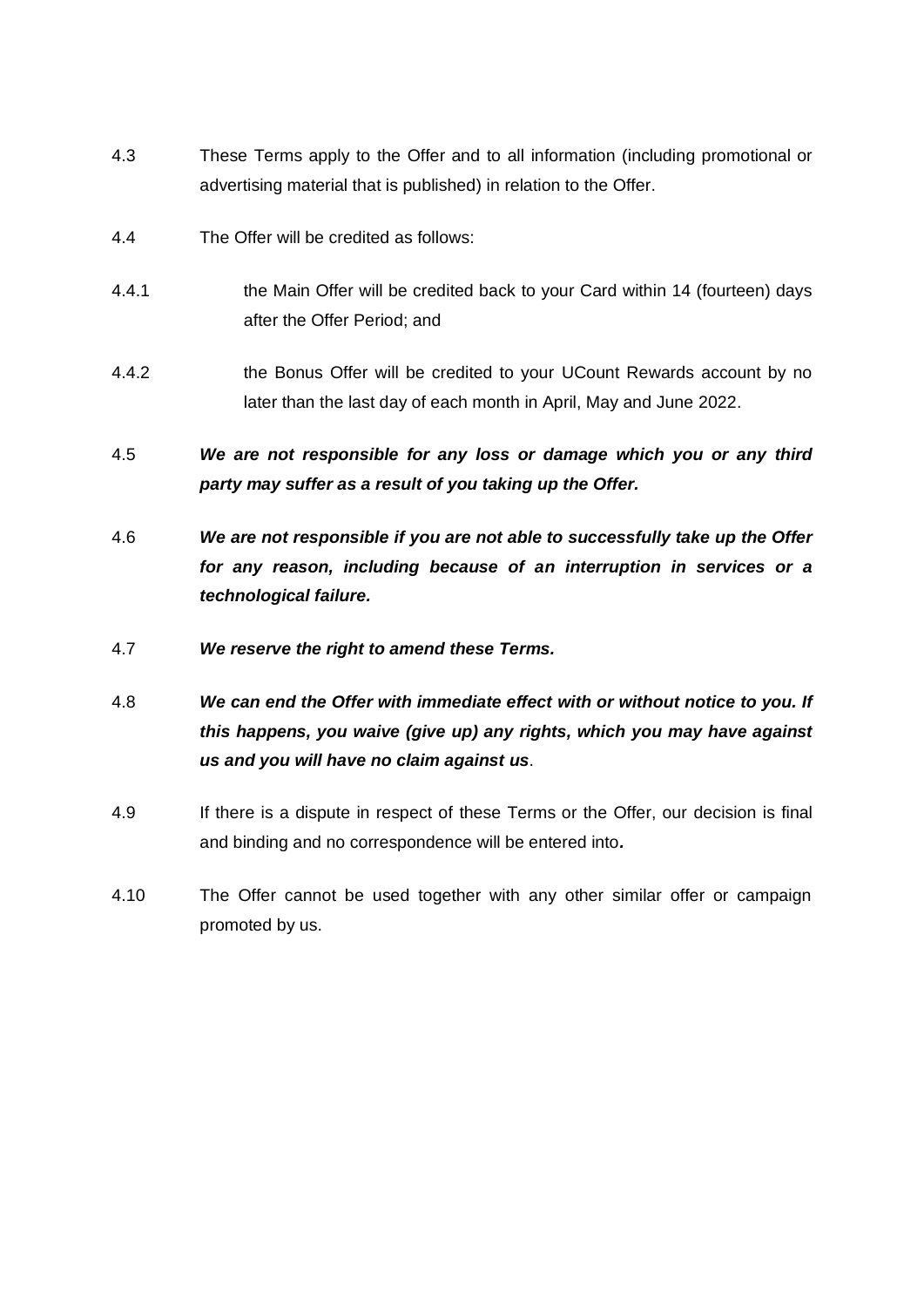4.3 These Terms apply to the Offer and to all information (including promotional or advertising material that is published) in relation to the Offer.

4.4 The Offer will be credited as follows:

4.4.1 the Main Offer will be credited back to your Card within 14 (fourteen) days after the Offer Period; and

4.4.2 the Bonus Offer will be credited to your UCount Rewards account by no later than the last day of each month in April, May and June 2022.

4.5 ***We are not responsible for any loss or damage which you or any third party may suffer as a result of you taking up the Offer.***

4.6 ***We are not responsible if you are not able to successfully take up the Offer for any reason, including because of an interruption in services or a technological failure.***

4.7 ***We reserve the right to amend these Terms.***

4.8 ***We can end the Offer with immediate effect with or without notice to you. If this happens, you waive (give up) any rights, which you may have against us and you will have no claim against us***.

4.9 If there is a dispute in respect of these Terms or the Offer, our decision is final and binding and no correspondence will be entered into.

4.10 The Offer cannot be used together with any other similar offer or campaign promoted by us.